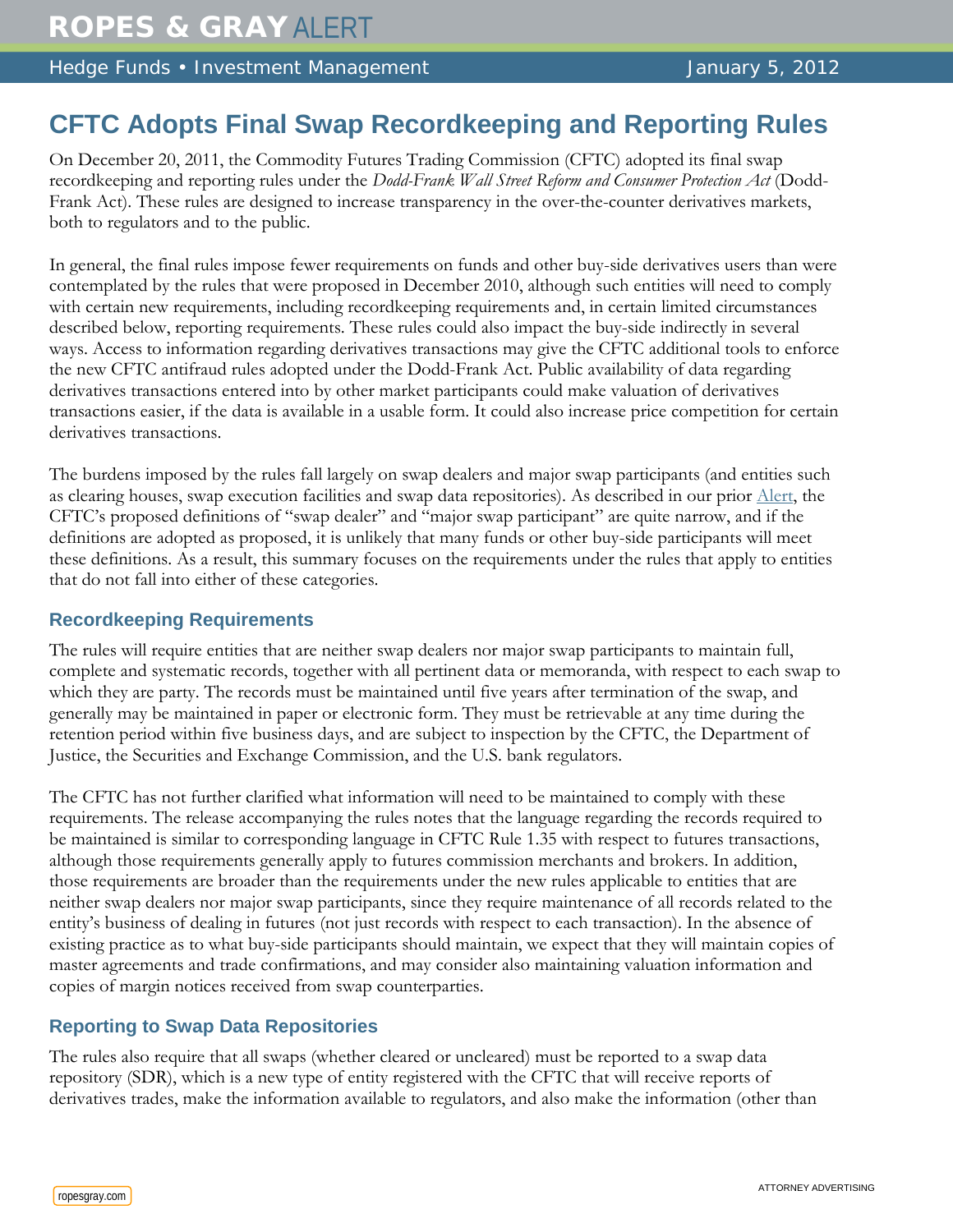# CFTC Adopts Final Swap Recordkeeping and Reporting Rules

On December 20, 2011, the Commodity Futures Trading Commission (CFTC) adopted its final swap recordkeeping and reporting rules under the *Dodd-Frank Wall Street Reform and Consumer Protection Act* (Dodd-Frank Act). These rules are designed to increase transparency in the over-the-counter derivatives markets, both to regulators and to the public.

In general, the final rules impose fewer requirements on funds and other buy-side derivatives users than were contemplated by the rules that were proposed in December 2010, although such entities will need to comply with certain new requirements, including recordkeeping requirements and, in certain limited circumstances described below, reporting requirements. These rules could also impact the buy-side indirectly in several ways. Access to information regarding derivatives transactions may give the CFTC additional tools to enforce the new CFTC antifraud rules adopted under the Dodd-Frank Act. Public availability of data regarding derivatives transactions entered into by other market participants could make valuation of derivatives transactions easier, if the data is available in a usable form. It could also increase price competition for certain derivatives transactions.

The burdens imposed by the rules fall largely on swap dealers and major swap participants (and entities such as clearing houses, swap execution facilities and swap data repositories). As described in our prior Alert, the CFTC's proposed definitions of "swap dealer" and "major swap participant" are quite narrow, and if the definitions are adopted as proposed, it is unlikely that many funds or other buy-side participants will meet these definitions. As a result, this summary focuses on the requirements under the rules that apply to entities that do not fall into either of these categories.

## Recordkeeping Requirements

The rules will require entities that are neither swap dealers nor major swap participants to maintain full, complete and systematic records, together with all pertinent data or memoranda, with respect to each swap to which they are party. The records must be maintained until five years after termination of the swap, and generally may be maintained in paper or electronic form. They must be retrievable at any time during the retention period within five business days, and are subject to inspection by the CFTC, the Department of Justice, the Securities and Exchange Commission, and the U.S. bank regulators.

The CFTC has not further clarified what information will need to be maintained to comply with these requirements. The release accompanying the rules notes that the language regarding the records required to be maintained is similar to corresponding language in CFTC Rule 1.35 with respect to futures transactions, although those requirements generally apply to futures commission merchants and brokers. In addition, those requirements are broader than the requirements under the new rules applicable to entities that are neither swap dealers nor major swap participants, since they require maintenance of all records related to the entity's business of dealing in futures (not just records with respect to each transaction). In the absence of existing practice as to what buy-side participants should maintain, we expect that they will maintain copies of master agreements and trade confirmations, and may consider also maintaining valuation information and copies of margin notices received from swap counterparties.

## Reporting to Swap Data Repositories

The rules also require that all swaps (whether cleared or uncleared) must be reported to a swap data repository (SDR), which is a new type of entity registered with the CFTC that will receive reports of derivatives trades, make the information available to regulators, and also make the information (other than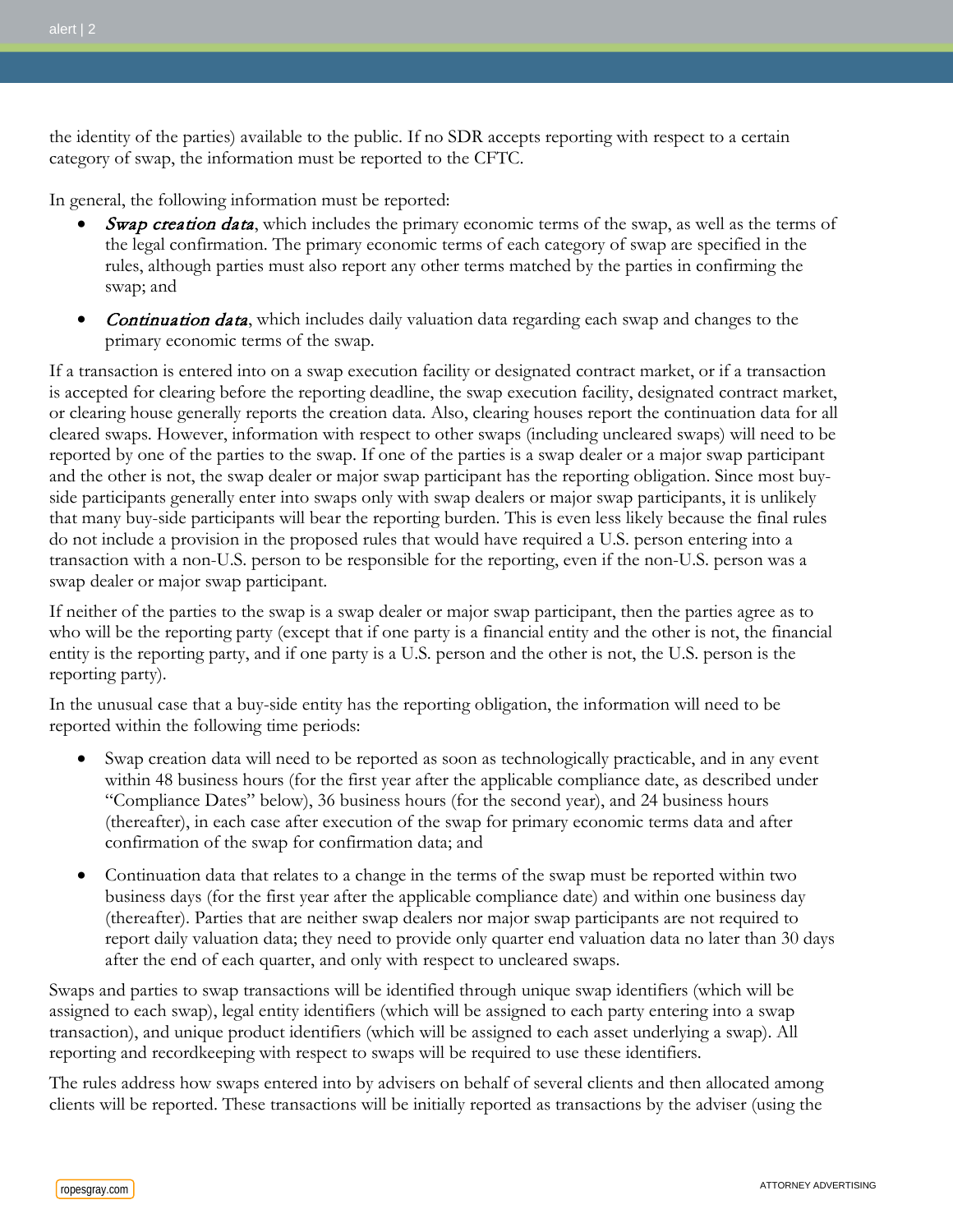the identity of the parties) available to the public. If no SDR accepts reporting with respect to a certain category of swap, the information must be reported to the CFTC.

In general, the following information must be reported:

- ***Swap creation data***, which includes the primary economic terms of the swap, as well as the terms of the legal confirmation. The primary economic terms of each category of swap are specified in the rules, although parties must also report any other terms matched by the parties in confirming the swap; and
- ***Continuation data***, which includes daily valuation data regarding each swap and changes to the primary economic terms of the swap.

If a transaction is entered into on a swap execution facility or designated contract market, or if a transaction is accepted for clearing before the reporting deadline, the swap execution facility, designated contract market, or clearing house generally reports the creation data. Also, clearing houses report the continuation data for all cleared swaps. However, information with respect to other swaps (including uncleared swaps) will need to be reported by one of the parties to the swap. If one of the parties is a swap dealer or a major swap participant and the other is not, the swap dealer or major swap participant has the reporting obligation. Since most buy-side participants generally enter into swaps only with swap dealers or major swap participants, it is unlikely that many buy-side participants will bear the reporting burden. This is even less likely because the final rules do not include a provision in the proposed rules that would have required a U.S. person entering into a transaction with a non-U.S. person to be responsible for the reporting, even if the non-U.S. person was a swap dealer or major swap participant.

If neither of the parties to the swap is a swap dealer or major swap participant, then the parties agree as to who will be the reporting party (except that if one party is a financial entity and the other is not, the financial entity is the reporting party, and if one party is a U.S. person and the other is not, the U.S. person is the reporting party).

In the unusual case that a buy-side entity has the reporting obligation, the information will need to be reported within the following time periods:

- Swap creation data will need to be reported as soon as technologically practicable, and in any event within 48 business hours (for the first year after the applicable compliance date, as described under "Compliance Dates" below), 36 business hours (for the second year), and 24 business hours (thereafter), in each case after execution of the swap for primary economic terms data and after confirmation of the swap for confirmation data; and
- Continuation data that relates to a change in the terms of the swap must be reported within two business days (for the first year after the applicable compliance date) and within one business day (thereafter). Parties that are neither swap dealers nor major swap participants are not required to report daily valuation data; they need to provide only quarter end valuation data no later than 30 days after the end of each quarter, and only with respect to uncleared swaps.

Swaps and parties to swap transactions will be identified through unique swap identifiers (which will be assigned to each swap), legal entity identifiers (which will be assigned to each party entering into a swap transaction), and unique product identifiers (which will be assigned to each asset underlying a swap). All reporting and recordkeeping with respect to swaps will be required to use these identifiers.

The rules address how swaps entered into by advisers on behalf of several clients and then allocated among clients will be reported. These transactions will be initially reported as transactions by the adviser (using the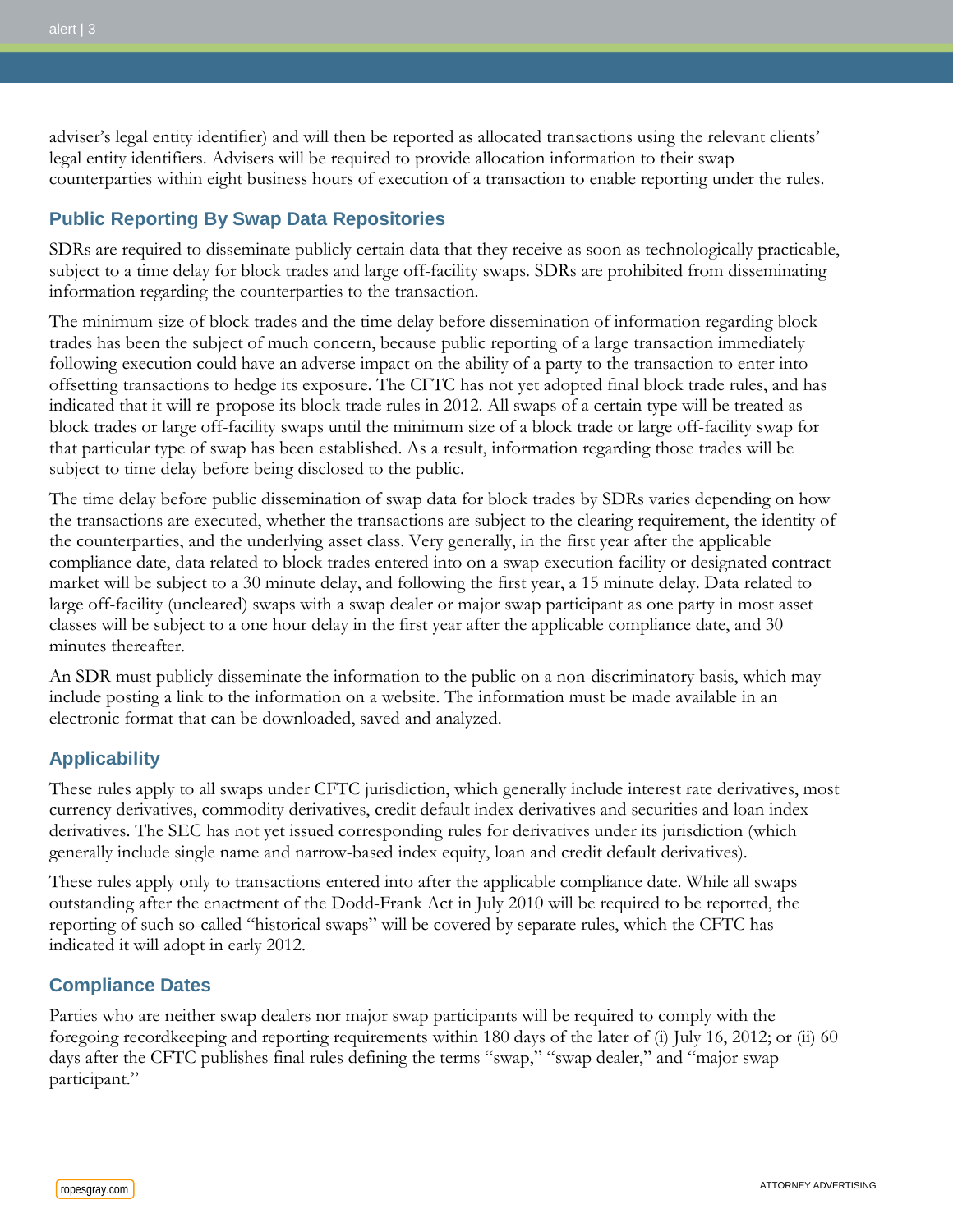adviser's legal entity identifier) and will then be reported as allocated transactions using the relevant clients' legal entity identifiers. Advisers will be required to provide allocation information to their swap counterparties within eight business hours of execution of a transaction to enable reporting under the rules.

## Public Reporting By Swap Data Repositories

SDRs are required to disseminate publicly certain data that they receive as soon as technologically practicable, subject to a time delay for block trades and large off-facility swaps. SDRs are prohibited from disseminating information regarding the counterparties to the transaction.

The minimum size of block trades and the time delay before dissemination of information regarding block trades has been the subject of much concern, because public reporting of a large transaction immediately following execution could have an adverse impact on the ability of a party to the transaction to enter into offsetting transactions to hedge its exposure. The CFTC has not yet adopted final block trade rules, and has indicated that it will re-propose its block trade rules in 2012. All swaps of a certain type will be treated as block trades or large off-facility swaps until the minimum size of a block trade or large off-facility swap for that particular type of swap has been established. As a result, information regarding those trades will be subject to time delay before being disclosed to the public.

The time delay before public dissemination of swap data for block trades by SDRs varies depending on how the transactions are executed, whether the transactions are subject to the clearing requirement, the identity of the counterparties, and the underlying asset class. Very generally, in the first year after the applicable compliance date, data related to block trades entered into on a swap execution facility or designated contract market will be subject to a 30 minute delay, and following the first year, a 15 minute delay. Data related to large off-facility (uncleared) swaps with a swap dealer or major swap participant as one party in most asset classes will be subject to a one hour delay in the first year after the applicable compliance date, and 30 minutes thereafter.

An SDR must publicly disseminate the information to the public on a non-discriminatory basis, which may include posting a link to the information on a website. The information must be made available in an electronic format that can be downloaded, saved and analyzed.

## Applicability

These rules apply to all swaps under CFTC jurisdiction, which generally include interest rate derivatives, most currency derivatives, commodity derivatives, credit default index derivatives and securities and loan index derivatives. The SEC has not yet issued corresponding rules for derivatives under its jurisdiction (which generally include single name and narrow-based index equity, loan and credit default derivatives).

These rules apply only to transactions entered into after the applicable compliance date. While all swaps outstanding after the enactment of the Dodd-Frank Act in July 2010 will be required to be reported, the reporting of such so-called "historical swaps" will be covered by separate rules, which the CFTC has indicated it will adopt in early 2012.

## Compliance Dates

Parties who are neither swap dealers nor major swap participants will be required to comply with the foregoing recordkeeping and reporting requirements within 180 days of the later of (i) July 16, 2012; or (ii) 60 days after the CFTC publishes final rules defining the terms "swap," "swap dealer," and "major swap participant."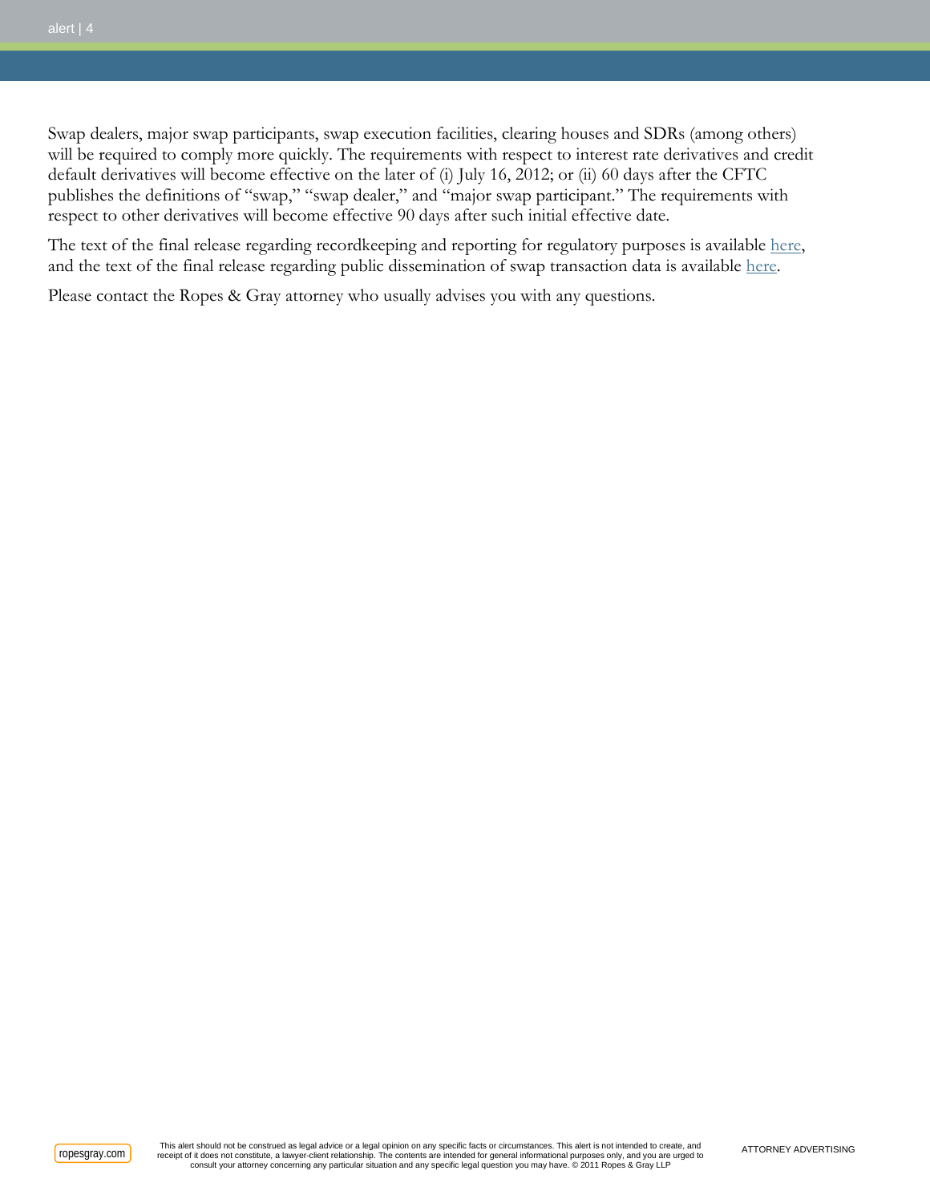Swap dealers, major swap participants, swap execution facilities, clearing houses and SDRs (among others) will be required to comply more quickly. The requirements with respect to interest rate derivatives and credit default derivatives will become effective on the later of (i) July 16, 2012; or (ii) 60 days after the CFTC publishes the definitions of "swap," "swap dealer," and "major swap participant." The requirements with respect to other derivatives will become effective 90 days after such initial effective date.

The text of the final release regarding recordkeeping and reporting for regulatory purposes is available here, and the text of the final release regarding public dissemination of swap transaction data is available here.

Please contact the Ropes & Gray attorney who usually advises you with any questions.

This alert should not be construed as legal advice or a legal opinion on any specific facts or circumstances. This alert is not intended to create, and receipt of it does not constitute, a lawyer-client relationship. The contents are intended for general informational purposes only, and you are urged to consult your attorney concerning any particular situation and any specific legal question you may have. © 2011 Ropes & Gray LLP

ATTORNEY ADVERTISING